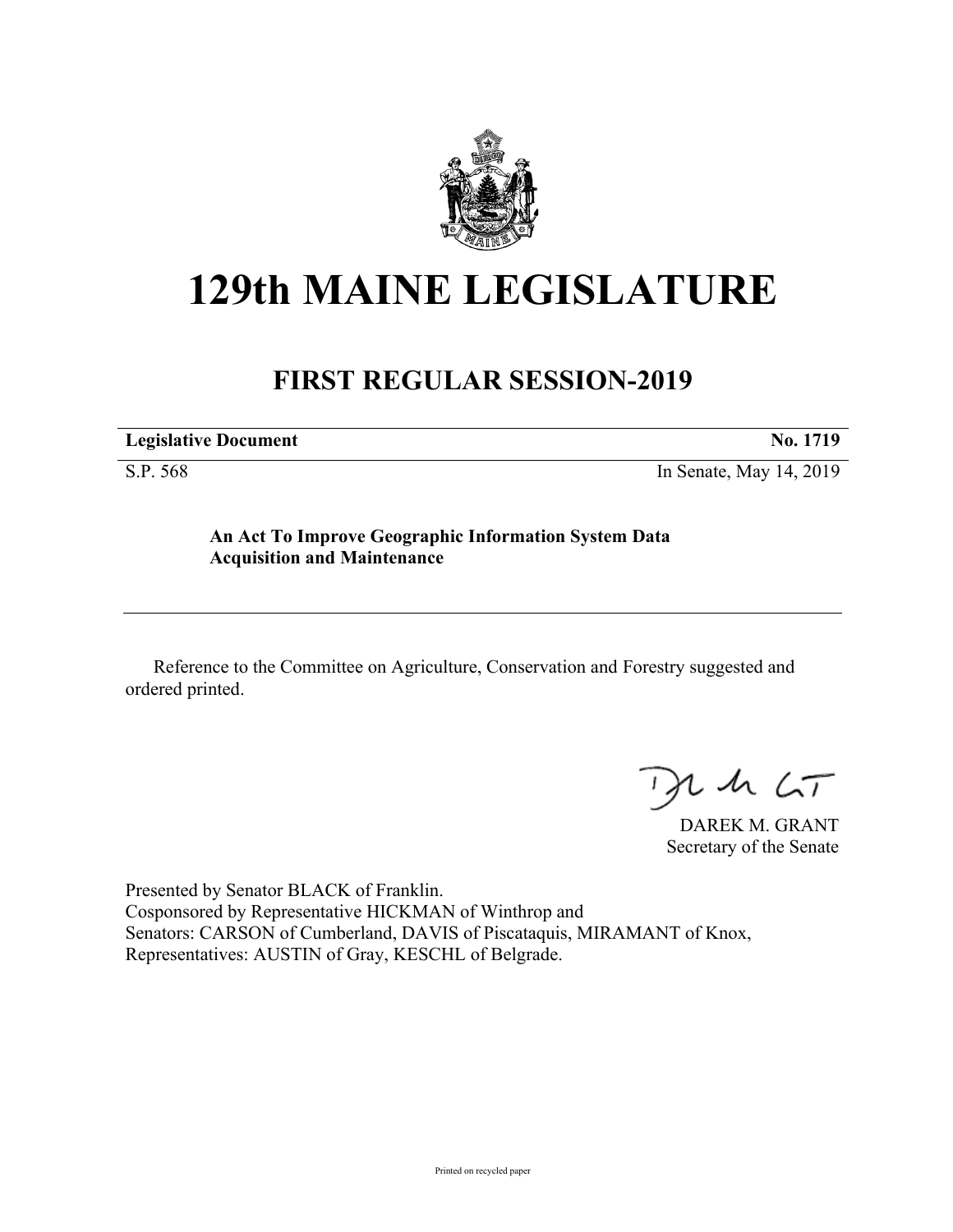# 129th MAINE LEGISLATURE

## FIRST REGULAR SESSION-2019

**Legislative Document** **No. 1719**

S.P. 568 In Senate, May 14, 2019

**An Act To Improve Geographic Information System Data Acquisition and Maintenance**

Reference to the Committee on Agriculture, Conservation and Forestry suggested and ordered printed.

DAREK M. GRANT
Secretary of the Senate

Presented by Senator BLACK of Franklin.
Cosponsored by Representative HICKMAN of Winthrop and
Senators: CARSON of Cumberland, DAVIS of Piscataquis, MIRAMANT of Knox,
Representatives: AUSTIN of Gray, KESCHL of Belgrade.

Printed on recycled paper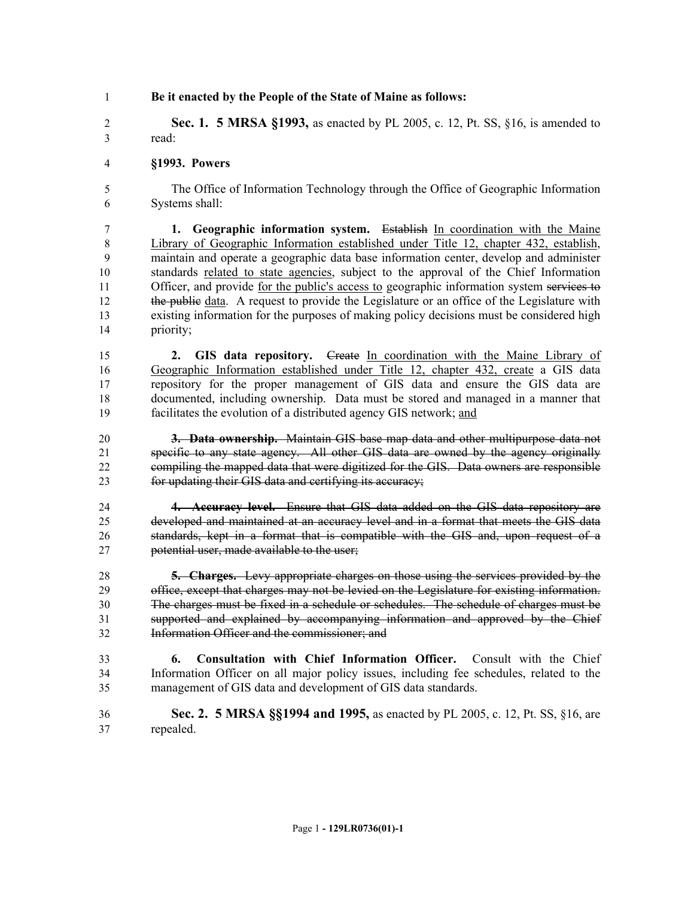**Be it enacted by the People of the State of Maine as follows:**

**Sec. 1. 5 MRSA §1993,** as enacted by PL 2005, c. 12, Pt. SS, §16, is amended to read:

**§1993. Powers**

The Office of Information Technology through the Office of Geographic Information Systems shall:

**1. Geographic information system.** ~~Establish~~ In coordination with the Maine Library of Geographic Information established under Title 12, chapter 432, establish, maintain and operate a geographic data base information center, develop and administer standards related to state agencies, subject to the approval of the Chief Information Officer, and provide for the public's access to geographic information system ~~services to the public~~ data. A request to provide the Legislature or an office of the Legislature with existing information for the purposes of making policy decisions must be considered high priority;

**2. GIS data repository.** ~~Create~~ In coordination with the Maine Library of Geographic Information established under Title 12, chapter 432, create a GIS data repository for the proper management of GIS data and ensure the GIS data are documented, including ownership. Data must be stored and managed in a manner that facilitates the evolution of a distributed agency GIS network; and

~~**3. Data ownership.** Maintain GIS base map data and other multipurpose data not specific to any state agency. All other GIS data are owned by the agency originally compiling the mapped data that were digitized for the GIS. Data owners are responsible for updating their GIS data and certifying its accuracy;~~

~~**4. Accuracy level.** Ensure that GIS data added on the GIS data repository are developed and maintained at an accuracy level and in a format that meets the GIS data standards, kept in a format that is compatible with the GIS and, upon request of a potential user, made available to the user;~~

~~**5. Charges.** Levy appropriate charges on those using the services provided by the office, except that charges may not be levied on the Legislature for existing information. The charges must be fixed in a schedule or schedules. The schedule of charges must be supported and explained by accompanying information and approved by the Chief Information Officer and the commissioner; and~~

**6. Consultation with Chief Information Officer.** Consult with the Chief Information Officer on all major policy issues, including fee schedules, related to the management of GIS data and development of GIS data standards.

**Sec. 2. 5 MRSA §§1994 and 1995,** as enacted by PL 2005, c. 12, Pt. SS, §16, are repealed.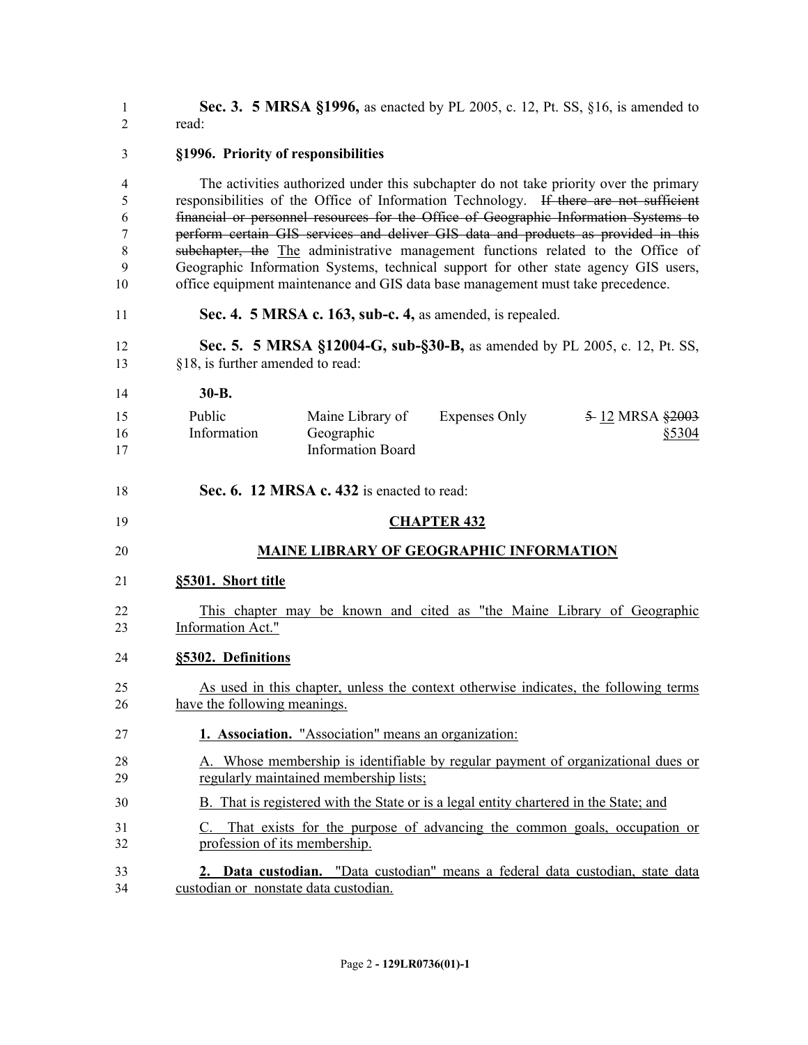**Sec. 3. 5 MRSA §1996,** as enacted by PL 2005, c. 12, Pt. SS, §16, is amended to read:

**§1996. Priority of responsibilities**

The activities authorized under this subchapter do not take priority over the primary responsibilities of the Office of Information Technology. ~~If there are not sufficient financial or personnel resources for the Office of Geographic Information Systems to perform certain GIS services and deliver GIS data and products as provided in this subchapter, the~~ The administrative management functions related to the Office of Geographic Information Systems, technical support for other state agency GIS users, office equipment maintenance and GIS data base management must take precedence.

**Sec. 4. 5 MRSA c. 163, sub-c. 4,** as amended, is repealed.

**Sec. 5. 5 MRSA §12004-G, sub-§30-B,** as amended by PL 2005, c. 12, Pt. SS, §18, is further amended to read:

**30-B.**

| | | | |
|---|---|---|---|
| Public Information | Maine Library of Geographic Information Board | Expenses Only | ~~5~~ 12 MRSA ~~§2003~~ §5304 |

**Sec. 6. 12 MRSA c. 432** is enacted to read:

## CHAPTER 432

## MAINE LIBRARY OF GEOGRAPHIC INFORMATION

**§5301. Short title**

This chapter may be known and cited as "the Maine Library of Geographic Information Act."

**§5302. Definitions**

As used in this chapter, unless the context otherwise indicates, the following terms have the following meanings.

**1. Association.** "Association" means an organization:

A. Whose membership is identifiable by regular payment of organizational dues or regularly maintained membership lists;

B. That is registered with the State or is a legal entity chartered in the State; and

C. That exists for the purpose of advancing the common goals, occupation or profession of its membership.

**2. Data custodian.** "Data custodian" means a federal data custodian, state data custodian or nonstate data custodian.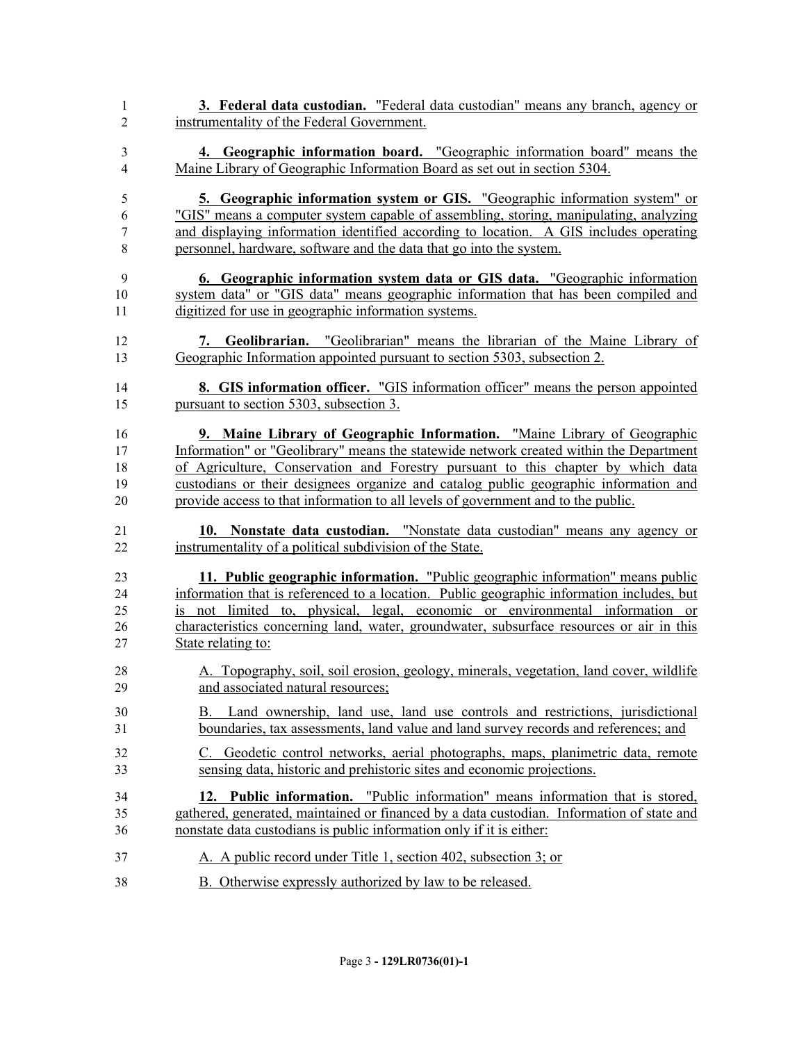**3. Federal data custodian.** "Federal data custodian" means any branch, agency or instrumentality of the Federal Government.

**4. Geographic information board.** "Geographic information board" means the Maine Library of Geographic Information Board as set out in section 5304.

**5. Geographic information system or GIS.** "Geographic information system" or "GIS" means a computer system capable of assembling, storing, manipulating, analyzing and displaying information identified according to location. A GIS includes operating personnel, hardware, software and the data that go into the system.

**6. Geographic information system data or GIS data.** "Geographic information system data" or "GIS data" means geographic information that has been compiled and digitized for use in geographic information systems.

**7. Geolibrarian.** "Geolibrarian" means the librarian of the Maine Library of Geographic Information appointed pursuant to section 5303, subsection 2.

**8. GIS information officer.** "GIS information officer" means the person appointed pursuant to section 5303, subsection 3.

**9. Maine Library of Geographic Information.** "Maine Library of Geographic Information" or "Geolibrary" means the statewide network created within the Department of Agriculture, Conservation and Forestry pursuant to this chapter by which data custodians or their designees organize and catalog public geographic information and provide access to that information to all levels of government and to the public.

**10. Nonstate data custodian.** "Nonstate data custodian" means any agency or instrumentality of a political subdivision of the State.

**11. Public geographic information.** "Public geographic information" means public information that is referenced to a location. Public geographic information includes, but is not limited to, physical, legal, economic or environmental information or characteristics concerning land, water, groundwater, subsurface resources or air in this State relating to:

A. Topography, soil, soil erosion, geology, minerals, vegetation, land cover, wildlife and associated natural resources;

B. Land ownership, land use, land use controls and restrictions, jurisdictional boundaries, tax assessments, land value and land survey records and references; and

C. Geodetic control networks, aerial photographs, maps, planimetric data, remote sensing data, historic and prehistoric sites and economic projections.

**12. Public information.** "Public information" means information that is stored, gathered, generated, maintained or financed by a data custodian. Information of state and nonstate data custodians is public information only if it is either:

A. A public record under Title 1, section 402, subsection 3; or

B. Otherwise expressly authorized by law to be released.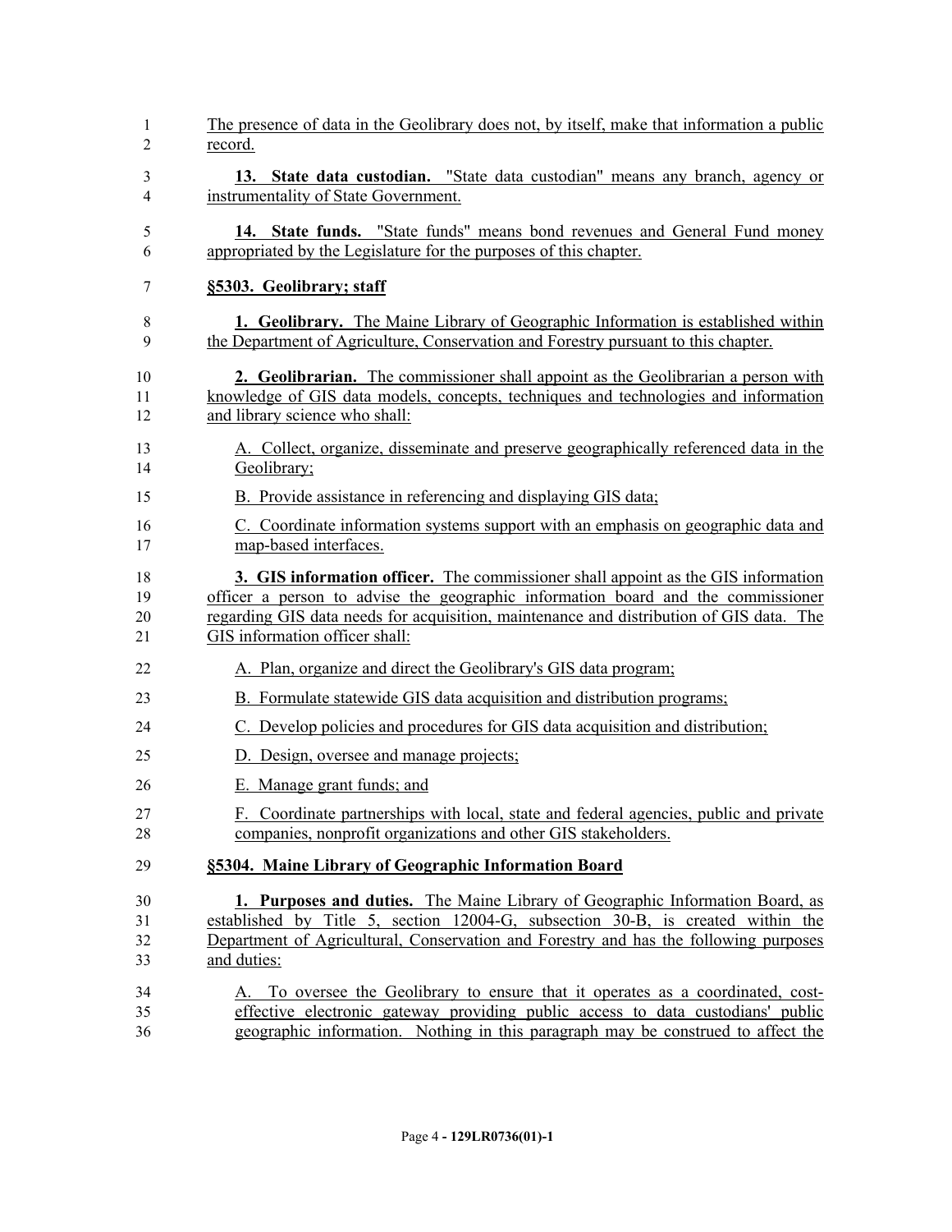The presence of data in the Geolibrary does not, by itself, make that information a public record.

**13. State data custodian.** "State data custodian" means any branch, agency or instrumentality of State Government.

**14. State funds.** "State funds" means bond revenues and General Fund money appropriated by the Legislature for the purposes of this chapter.

**§5303. Geolibrary; staff**

**1. Geolibrary.** The Maine Library of Geographic Information is established within the Department of Agriculture, Conservation and Forestry pursuant to this chapter.

**2. Geolibrarian.** The commissioner shall appoint as the Geolibrarian a person with knowledge of GIS data models, concepts, techniques and technologies and information and library science who shall:

A. Collect, organize, disseminate and preserve geographically referenced data in the Geolibrary;

B. Provide assistance in referencing and displaying GIS data;

C. Coordinate information systems support with an emphasis on geographic data and map-based interfaces.

**3. GIS information officer.** The commissioner shall appoint as the GIS information officer a person to advise the geographic information board and the commissioner regarding GIS data needs for acquisition, maintenance and distribution of GIS data. The GIS information officer shall:

A. Plan, organize and direct the Geolibrary's GIS data program;

B. Formulate statewide GIS data acquisition and distribution programs;

C. Develop policies and procedures for GIS data acquisition and distribution;

D. Design, oversee and manage projects;

E. Manage grant funds; and

F. Coordinate partnerships with local, state and federal agencies, public and private companies, nonprofit organizations and other GIS stakeholders.

**§5304. Maine Library of Geographic Information Board**

**1. Purposes and duties.** The Maine Library of Geographic Information Board, as established by Title 5, section 12004-G, subsection 30-B, is created within the Department of Agricultural, Conservation and Forestry and has the following purposes and duties:

A. To oversee the Geolibrary to ensure that it operates as a coordinated, cost-effective electronic gateway providing public access to data custodians' public geographic information. Nothing in this paragraph may be construed to affect the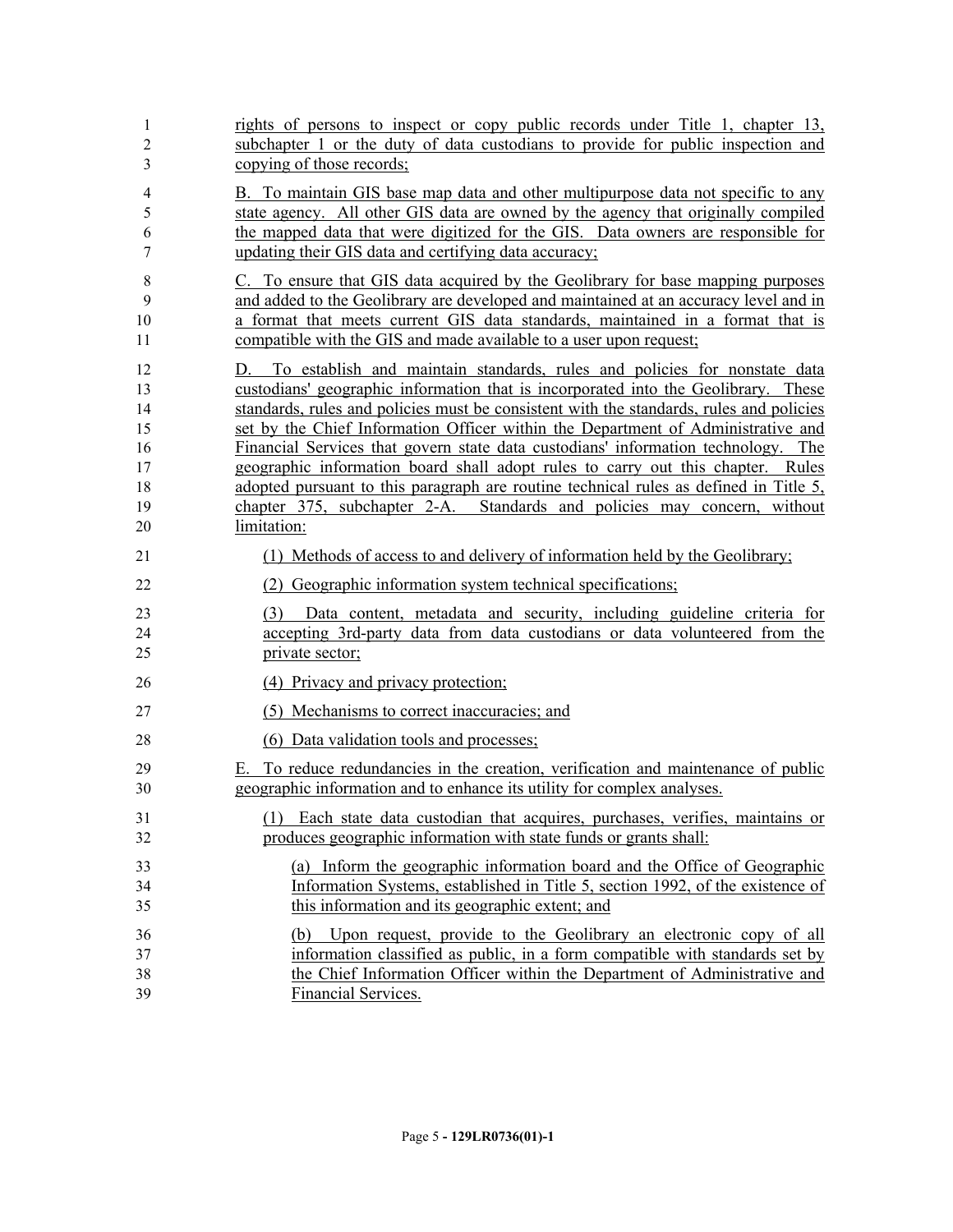rights of persons to inspect or copy public records under Title 1, chapter 13, subchapter 1 or the duty of data custodians to provide for public inspection and copying of those records;

B. To maintain GIS base map data and other multipurpose data not specific to any state agency. All other GIS data are owned by the agency that originally compiled the mapped data that were digitized for the GIS. Data owners are responsible for updating their GIS data and certifying data accuracy;

C. To ensure that GIS data acquired by the Geolibrary for base mapping purposes and added to the Geolibrary are developed and maintained at an accuracy level and in a format that meets current GIS data standards, maintained in a format that is compatible with the GIS and made available to a user upon request;

D. To establish and maintain standards, rules and policies for nonstate data custodians' geographic information that is incorporated into the Geolibrary. These standards, rules and policies must be consistent with the standards, rules and policies set by the Chief Information Officer within the Department of Administrative and Financial Services that govern state data custodians' information technology. The geographic information board shall adopt rules to carry out this chapter. Rules adopted pursuant to this paragraph are routine technical rules as defined in Title 5, chapter 375, subchapter 2-A. Standards and policies may concern, without limitation:

(1) Methods of access to and delivery of information held by the Geolibrary;

(2) Geographic information system technical specifications;

(3) Data content, metadata and security, including guideline criteria for accepting 3rd-party data from data custodians or data volunteered from the private sector;

(4) Privacy and privacy protection;

(5) Mechanisms to correct inaccuracies; and

(6) Data validation tools and processes;

E. To reduce redundancies in the creation, verification and maintenance of public geographic information and to enhance its utility for complex analyses.

(1) Each state data custodian that acquires, purchases, verifies, maintains or produces geographic information with state funds or grants shall:

(a) Inform the geographic information board and the Office of Geographic Information Systems, established in Title 5, section 1992, of the existence of this information and its geographic extent; and

(b) Upon request, provide to the Geolibrary an electronic copy of all information classified as public, in a form compatible with standards set by the Chief Information Officer within the Department of Administrative and Financial Services.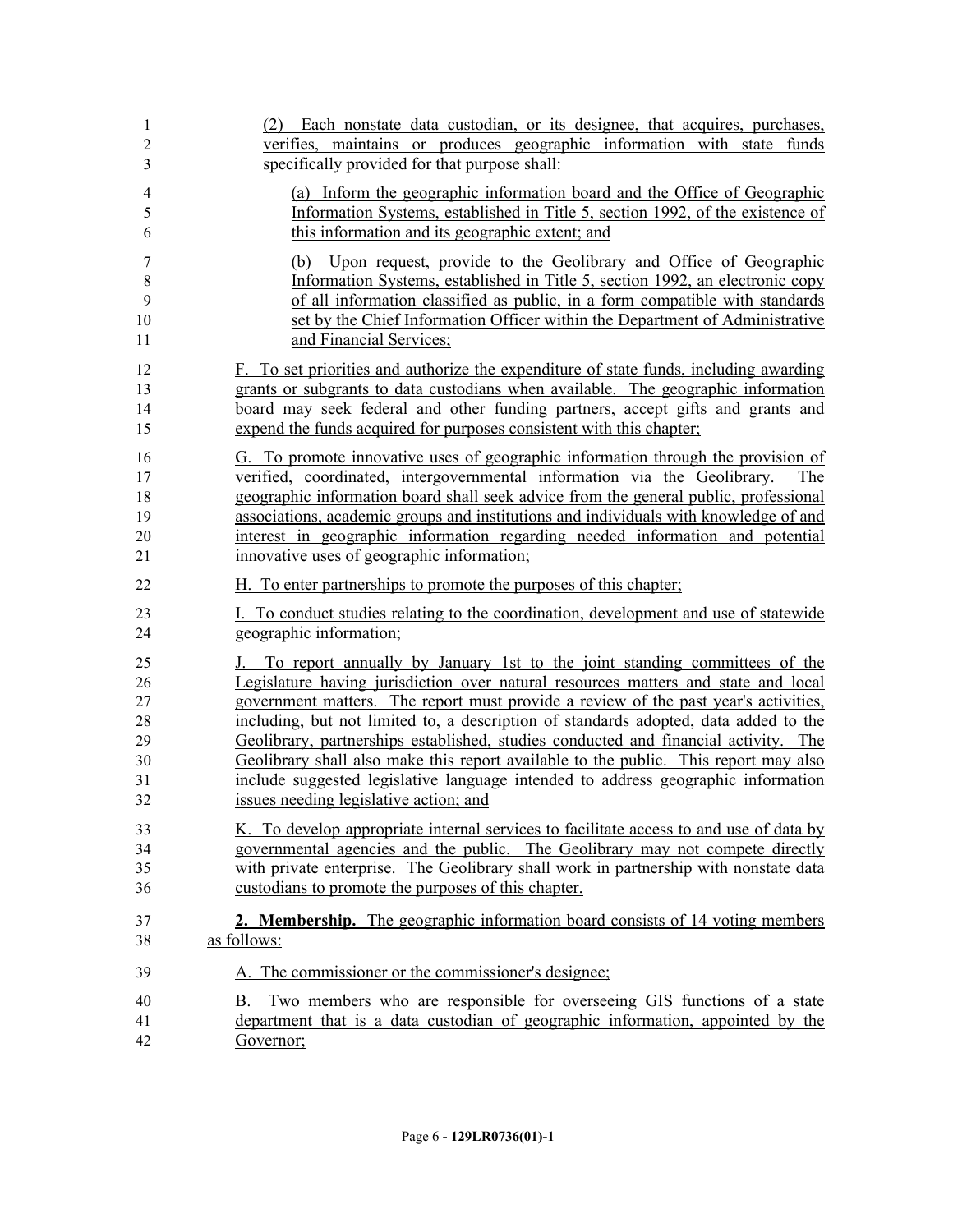(2) Each nonstate data custodian, or its designee, that acquires, purchases, verifies, maintains or produces geographic information with state funds specifically provided for that purpose shall:

(a) Inform the geographic information board and the Office of Geographic Information Systems, established in Title 5, section 1992, of the existence of this information and its geographic extent; and

(b) Upon request, provide to the Geolibrary and Office of Geographic Information Systems, established in Title 5, section 1992, an electronic copy of all information classified as public, in a form compatible with standards set by the Chief Information Officer within the Department of Administrative and Financial Services;

F. To set priorities and authorize the expenditure of state funds, including awarding grants or subgrants to data custodians when available. The geographic information board may seek federal and other funding partners, accept gifts and grants and expend the funds acquired for purposes consistent with this chapter;

G. To promote innovative uses of geographic information through the provision of verified, coordinated, intergovernmental information via the Geolibrary. The geographic information board shall seek advice from the general public, professional associations, academic groups and institutions and individuals with knowledge of and interest in geographic information regarding needed information and potential innovative uses of geographic information;

H. To enter partnerships to promote the purposes of this chapter;

I. To conduct studies relating to the coordination, development and use of statewide geographic information;

J. To report annually by January 1st to the joint standing committees of the Legislature having jurisdiction over natural resources matters and state and local government matters. The report must provide a review of the past year's activities, including, but not limited to, a description of standards adopted, data added to the Geolibrary, partnerships established, studies conducted and financial activity. The Geolibrary shall also make this report available to the public. This report may also include suggested legislative language intended to address geographic information issues needing legislative action; and

K. To develop appropriate internal services to facilitate access to and use of data by governmental agencies and the public. The Geolibrary may not compete directly with private enterprise. The Geolibrary shall work in partnership with nonstate data custodians to promote the purposes of this chapter.

**2. Membership.** The geographic information board consists of 14 voting members as follows:

A. The commissioner or the commissioner's designee;

B. Two members who are responsible for overseeing GIS functions of a state department that is a data custodian of geographic information, appointed by the Governor;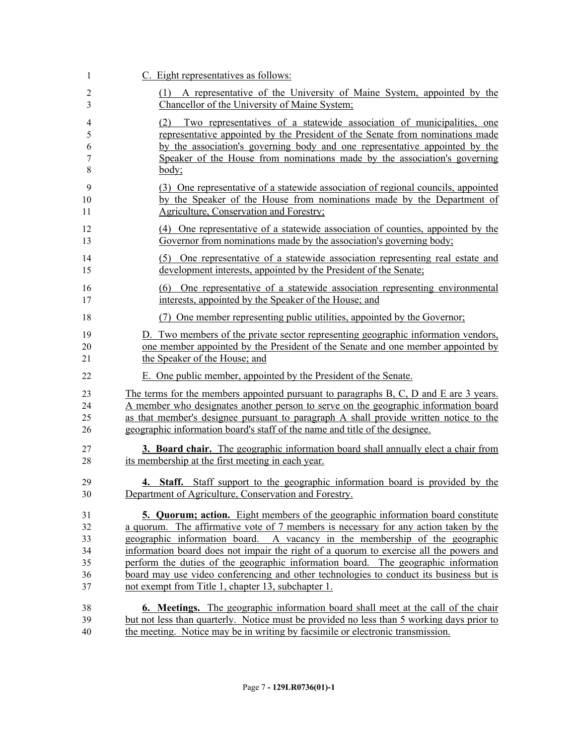C. Eight representatives as follows:

(1) A representative of the University of Maine System, appointed by the Chancellor of the University of Maine System;

(2) Two representatives of a statewide association of municipalities, one representative appointed by the President of the Senate from nominations made by the association's governing body and one representative appointed by the Speaker of the House from nominations made by the association's governing body;

(3) One representative of a statewide association of regional councils, appointed by the Speaker of the House from nominations made by the Department of Agriculture, Conservation and Forestry;

(4) One representative of a statewide association of counties, appointed by the Governor from nominations made by the association's governing body;

(5) One representative of a statewide association representing real estate and development interests, appointed by the President of the Senate;

(6) One representative of a statewide association representing environmental interests, appointed by the Speaker of the House; and

(7) One member representing public utilities, appointed by the Governor;

D. Two members of the private sector representing geographic information vendors, one member appointed by the President of the Senate and one member appointed by the Speaker of the House; and

E. One public member, appointed by the President of the Senate.

The terms for the members appointed pursuant to paragraphs B, C, D and E are 3 years. A member who designates another person to serve on the geographic information board as that member's designee pursuant to paragraph A shall provide written notice to the geographic information board's staff of the name and title of the designee.

**3. Board chair.** The geographic information board shall annually elect a chair from its membership at the first meeting in each year.

**4. Staff.** Staff support to the geographic information board is provided by the Department of Agriculture, Conservation and Forestry.

**5. Quorum; action.** Eight members of the geographic information board constitute a quorum. The affirmative vote of 7 members is necessary for any action taken by the geographic information board. A vacancy in the membership of the geographic information board does not impair the right of a quorum to exercise all the powers and perform the duties of the geographic information board. The geographic information board may use video conferencing and other technologies to conduct its business but is not exempt from Title 1, chapter 13, subchapter 1.

**6. Meetings.** The geographic information board shall meet at the call of the chair but not less than quarterly. Notice must be provided no less than 5 working days prior to the meeting. Notice may be in writing by facsimile or electronic transmission.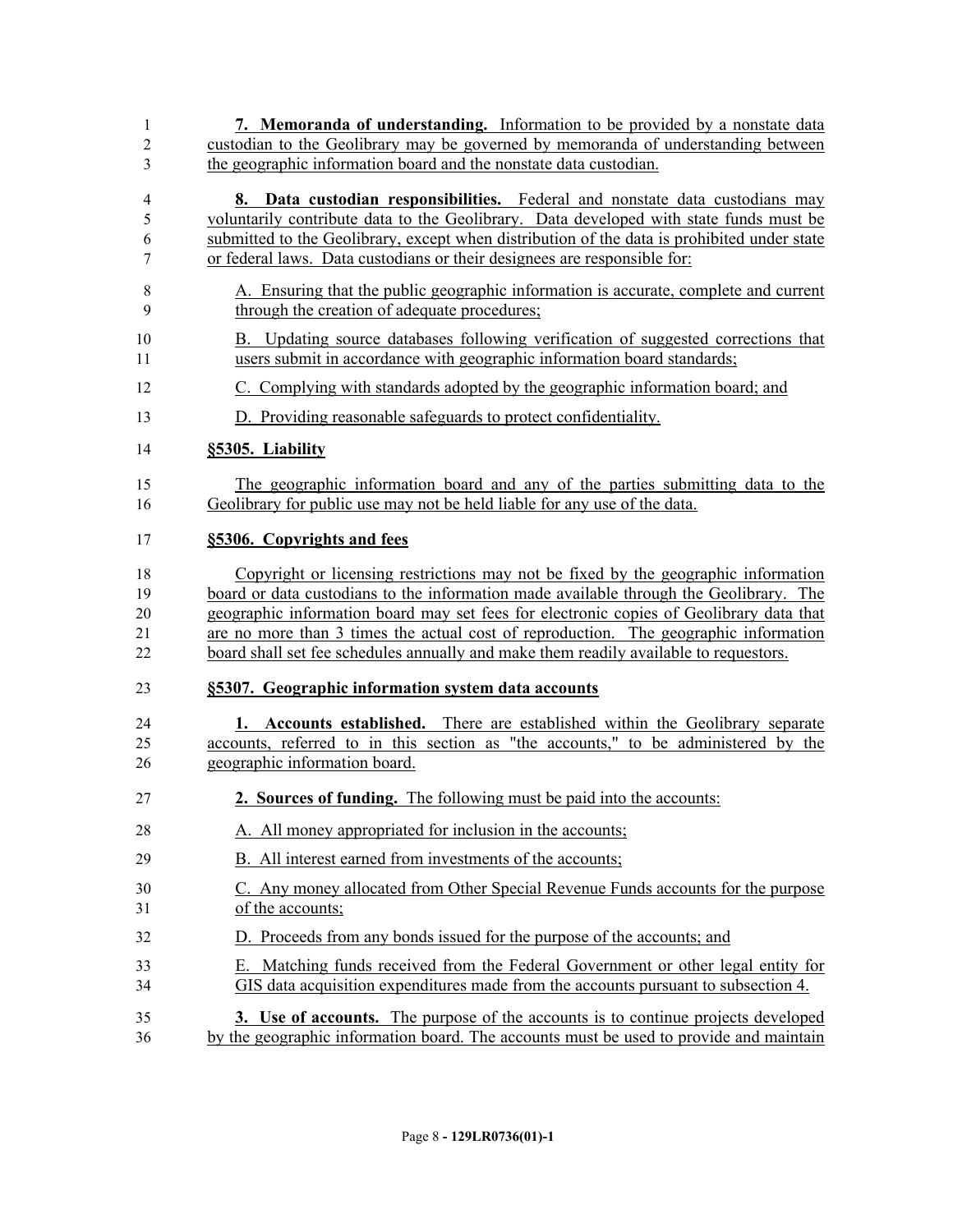**7. Memoranda of understanding.** Information to be provided by a nonstate data custodian to the Geolibrary may be governed by memoranda of understanding between the geographic information board and the nonstate data custodian.

**8. Data custodian responsibilities.** Federal and nonstate data custodians may voluntarily contribute data to the Geolibrary. Data developed with state funds must be submitted to the Geolibrary, except when distribution of the data is prohibited under state or federal laws. Data custodians or their designees are responsible for:

A. Ensuring that the public geographic information is accurate, complete and current through the creation of adequate procedures;

B. Updating source databases following verification of suggested corrections that users submit in accordance with geographic information board standards;

C. Complying with standards adopted by the geographic information board; and

D. Providing reasonable safeguards to protect confidentiality.

**§5305. Liability**

The geographic information board and any of the parties submitting data to the Geolibrary for public use may not be held liable for any use of the data.

**§5306. Copyrights and fees**

Copyright or licensing restrictions may not be fixed by the geographic information board or data custodians to the information made available through the Geolibrary. The geographic information board may set fees for electronic copies of Geolibrary data that are no more than 3 times the actual cost of reproduction. The geographic information board shall set fee schedules annually and make them readily available to requestors.

**§5307. Geographic information system data accounts**

**1. Accounts established.** There are established within the Geolibrary separate accounts, referred to in this section as "the accounts," to be administered by the geographic information board.

**2. Sources of funding.** The following must be paid into the accounts:

A. All money appropriated for inclusion in the accounts;

B. All interest earned from investments of the accounts;

C. Any money allocated from Other Special Revenue Funds accounts for the purpose of the accounts;

D. Proceeds from any bonds issued for the purpose of the accounts; and

E. Matching funds received from the Federal Government or other legal entity for GIS data acquisition expenditures made from the accounts pursuant to subsection 4.

**3. Use of accounts.** The purpose of the accounts is to continue projects developed by the geographic information board. The accounts must be used to provide and maintain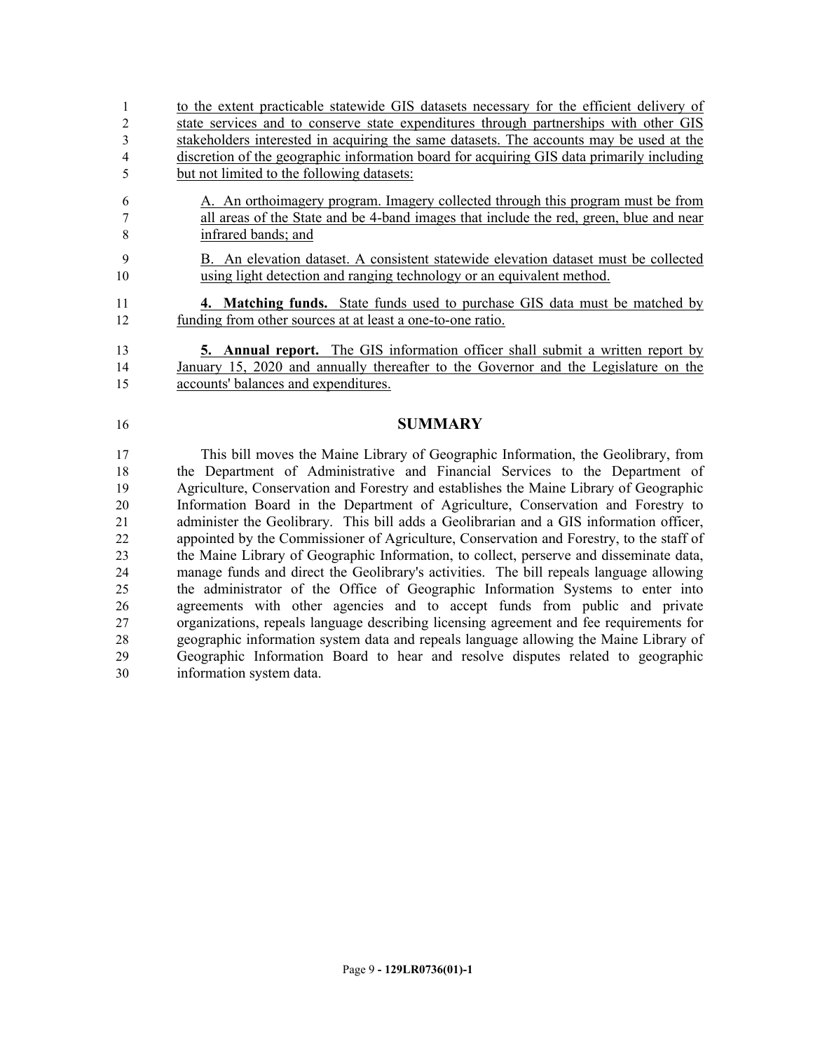to the extent practicable statewide GIS datasets necessary for the efficient delivery of state services and to conserve state expenditures through partnerships with other GIS stakeholders interested in acquiring the same datasets. The accounts may be used at the discretion of the geographic information board for acquiring GIS data primarily including but not limited to the following datasets:

A. An orthoimagery program. Imagery collected through this program must be from all areas of the State and be 4-band images that include the red, green, blue and near infrared bands; and

B. An elevation dataset. A consistent statewide elevation dataset must be collected using light detection and ranging technology or an equivalent method.

**4. Matching funds.** State funds used to purchase GIS data must be matched by funding from other sources at at least a one-to-one ratio.

**5. Annual report.** The GIS information officer shall submit a written report by January 15, 2020 and annually thereafter to the Governor and the Legislature on the accounts' balances and expenditures.

## SUMMARY

This bill moves the Maine Library of Geographic Information, the Geolibrary, from the Department of Administrative and Financial Services to the Department of Agriculture, Conservation and Forestry and establishes the Maine Library of Geographic Information Board in the Department of Agriculture, Conservation and Forestry to administer the Geolibrary. This bill adds a Geolibrarian and a GIS information officer, appointed by the Commissioner of Agriculture, Conservation and Forestry, to the staff of the Maine Library of Geographic Information, to collect, perserve and disseminate data, manage funds and direct the Geolibrary's activities. The bill repeals language allowing the administrator of the Office of Geographic Information Systems to enter into agreements with other agencies and to accept funds from public and private organizations, repeals language describing licensing agreement and fee requirements for geographic information system data and repeals language allowing the Maine Library of Geographic Information Board to hear and resolve disputes related to geographic information system data.